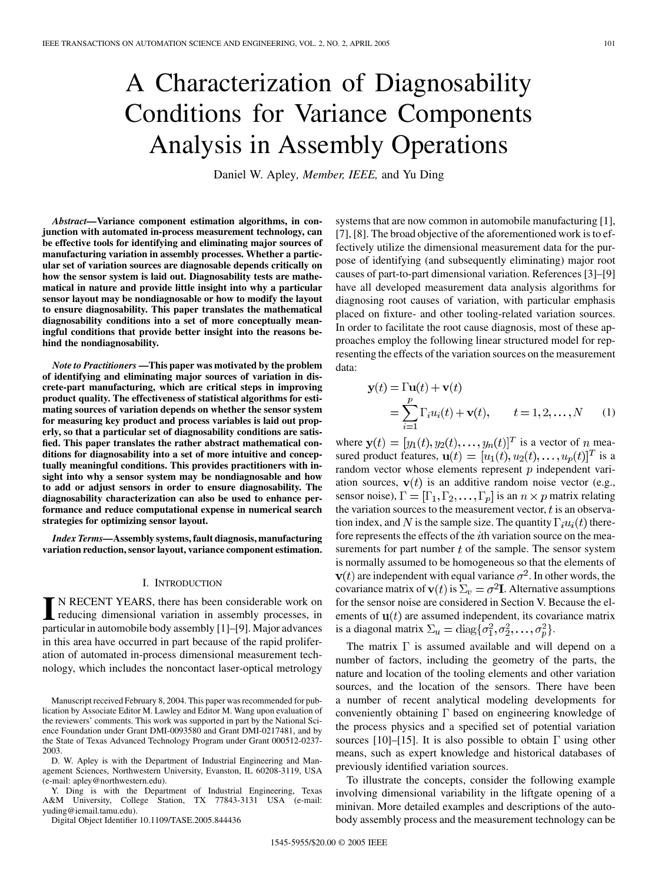# A Characterization of Diagnosability Conditions for Variance Components Analysis in Assembly Operations

Daniel W. Apley, *Member, IEEE,* and Yu Ding

***Abstract*—Variance component estimation algorithms, in conjunction with automated in-process measurement technology, can be effective tools for identifying and eliminating major sources of manufacturing variation in assembly processes. Whether a particular set of variation sources are diagnosable depends critically on how the sensor system is laid out. Diagnosability tests are mathematical in nature and provide little insight into why a particular sensor layout may be nondiagnosable or how to modify the layout to ensure diagnosability. This paper translates the mathematical diagnosability conditions into a set of more conceptually meaningful conditions that provide better insight into the reasons behind the nondiagnosability.**

***Note to Practitioners*—This paper was motivated by the problem of identifying and eliminating major sources of variation in discrete-part manufacturing, which are critical steps in improving product quality. The effectiveness of statistical algorithms for estimating sources of variation depends on whether the sensor system for measuring key product and process variables is laid out properly, so that a particular set of diagnosability conditions are satisfied. This paper translates the rather abstract mathematical conditions for diagnosability into a set of more intuitive and conceptually meaningful conditions. This provides practitioners with insight into why a sensor system may be nondiagnosable and how to add or adjust sensors in order to ensure diagnosability. The diagnosability characterization can also be used to enhance performance and reduce computational expense in numerical search strategies for optimizing sensor layout.**

***Index Terms*—Assembly systems, fault diagnosis, manufacturing variation reduction, sensor layout, variance component estimation.**

## I. Introduction

In recent years, there has been considerable work on reducing dimensional variation in assembly processes, in particular in automobile body assembly [1]–[9]. Major advances in this area have occurred in part because of the rapid proliferation of automated in-process dimensional measurement technology, which includes the noncontact laser-optical metrology systems that are now common in automobile manufacturing [1], [7], [8]. The broad objective of the aforementioned work is to effectively utilize the dimensional measurement data for the purpose of identifying (and subsequently eliminating) major root causes of part-to-part dimensional variation. References [3]–[9] have all developed measurement data analysis algorithms for diagnosing root causes of variation, with particular emphasis placed on fixture- and other tooling-related variation sources. In order to facilitate the root cause diagnosis, most of these approaches employ the following linear structured model for representing the effects of the variation sources on the measurement data:

$$\mathbf{y}(t) = \Gamma\mathbf{u}(t) + \mathbf{v}(t) = \sum_{i=1}^{p}\Gamma_i u_i(t) + \mathbf{v}(t), \qquad t = 1, 2, \ldots, N \tag{1}$$

where $\mathbf{y}(t) = [y_1(t), y_2(t), \ldots, y_n(t)]^T$ is a vector of $n$ measured product features, $\mathbf{u}(t) = [u_1(t), u_2(t), \ldots, u_p(t)]^T$ is a random vector whose elements represent $p$ independent variation sources, $\mathbf{v}(t)$ is an additive random noise vector (e.g., sensor noise), $\Gamma = [\Gamma_1, \Gamma_2, \ldots, \Gamma_p]$ is an $n \times p$ matrix relating the variation sources to the measurement vector, $t$ is an observation index, and $N$ is the sample size. The quantity $\Gamma_i u_i(t)$ therefore represents the effects of the $i$th variation source on the measurements for part number $t$ of the sample. The sensor system is normally assumed to be homogeneous so that the elements of $\mathbf{v}(t)$ are independent with equal variance $\sigma^2$. In other words, the covariance matrix of $\mathbf{v}(t)$ is $\Sigma_v = \sigma^2\mathbf{I}$. Alternative assumptions for the sensor noise are considered in Section V. Because the elements of $\mathbf{u}(t)$ are assumed independent, its covariance matrix is a diagonal matrix $\Sigma_u = \mathrm{diag}\{\sigma_1^2, \sigma_2^2, \ldots, \sigma_p^2\}$.

The matrix $\Gamma$ is assumed available and will depend on a number of factors, including the geometry of the parts, the nature and location of the tooling elements and other variation sources, and the location of the sensors. There have been a number of recent analytical modeling developments for conveniently obtaining $\Gamma$ based on engineering knowledge of the process physics and a specified set of potential variation sources [10]–[15]. It is also possible to obtain $\Gamma$ using other means, such as expert knowledge and historical databases of previously identified variation sources.

To illustrate the concepts, consider the following example involving dimensional variability in the liftgate opening of a minivan. More detailed examples and descriptions of the autobody assembly process and the measurement technology can be

Manuscript received February 8, 2004. This paper was recommended for publication by Associate Editor M. Lawley and Editor M. Wang upon evaluation of the reviewers' comments. This work was supported in part by the National Science Foundation under Grant DMI-0093580 and Grant DMI-0217481, and by the State of Texas Advanced Technology Program under Grant 000512-0237-2003.

D. W. Apley is with the Department of Industrial Engineering and Management Sciences, Northwestern University, Evanston, IL 60208-3119, USA (e-mail: apley@northwestern.edu).

Y. Ding is with the Department of Industrial Engineering, Texas A&M University, College Station, TX 77843-3131 USA (e-mail: yuding@iemail.tamu.edu).

Digital Object Identifier 10.1109/TASE.2005.844436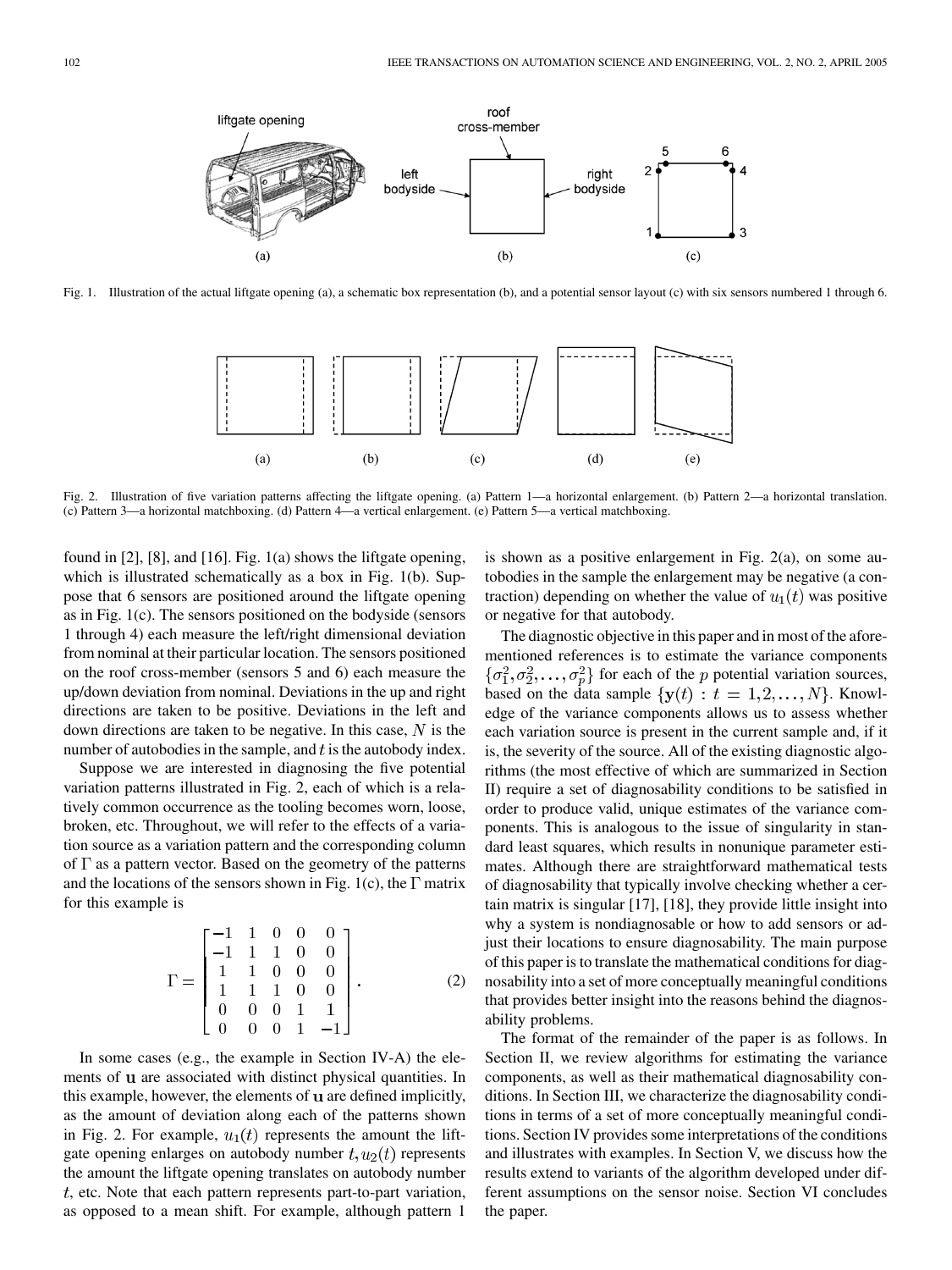Fig. 1. Illustration of the actual liftgate opening (a), a schematic box representation (b), and a potential sensor layout (c) with six sensors numbered 1 through 6.

Fig. 2. Illustration of five variation patterns affecting the liftgate opening. (a) Pattern 1—a horizontal enlargement. (b) Pattern 2—a horizontal translation. (c) Pattern 3—a horizontal matchboxing. (d) Pattern 4—a vertical enlargement. (e) Pattern 5—a vertical matchboxing.

found in [2], [8], and [16]. Fig. 1(a) shows the liftgate opening, which is illustrated schematically as a box in Fig. 1(b). Suppose that 6 sensors are positioned around the liftgate opening as in Fig. 1(c). The sensors positioned on the bodyside (sensors 1 through 4) each measure the left/right dimensional deviation from nominal at their particular location. The sensors positioned on the roof cross-member (sensors 5 and 6) each measure the up/down deviation from nominal. Deviations in the up and right directions are taken to be positive. Deviations in the left and down directions are taken to be negative. In this case, $N$ is the number of autobodies in the sample, and $t$ is the autobody index.

Suppose we are interested in diagnosing the five potential variation patterns illustrated in Fig. 2, each of which is a relatively common occurrence as the tooling becomes worn, loose, broken, etc. Throughout, we will refer to the effects of a variation source as a variation pattern and the corresponding column of $\Gamma$ as a pattern vector. Based on the geometry of the patterns and the locations of the sensors shown in Fig. 1(c), the $\Gamma$ matrix for this example is

$$\Gamma = \begin{bmatrix} -1 & 1 & 0 & 0 & 0 \\ -1 & 1 & 1 & 0 & 0 \\ 1 & 1 & 0 & 0 & 0 \\ 1 & 1 & 1 & 0 & 0 \\ 0 & 0 & 0 & 1 & 1 \\ 0 & 0 & 0 & 1 & -1 \end{bmatrix}. \tag{2}$$

In some cases (e.g., the example in Section IV-A) the elements of $\mathbf{u}$ are associated with distinct physical quantities. In this example, however, the elements of $\mathbf{u}$ are defined implicitly, as the amount of deviation along each of the patterns shown in Fig. 2. For example, $u_1(t)$ represents the amount the liftgate opening enlarges on autobody number $t, u_2(t)$ represents the amount the liftgate opening translates on autobody number $t$, etc. Note that each pattern represents part-to-part variation, as opposed to a mean shift. For example, although pattern 1 is shown as a positive enlargement in Fig. 2(a), on some autobodies in the sample the enlargement may be negative (a contraction) depending on whether the value of $u_1(t)$ was positive or negative for that autobody.

The diagnostic objective in this paper and in most of the aforementioned references is to estimate the variance components $\{\sigma_1^2, \sigma_2^2, \ldots, \sigma_p^2\}$ for each of the $p$ potential variation sources, based on the data sample $\{\mathbf{y}(t) : t = 1, 2, \ldots, N\}$. Knowledge of the variance components allows us to assess whether each variation source is present in the current sample and, if it is, the severity of the source. All of the existing diagnostic algorithms (the most effective of which are summarized in Section II) require a set of diagnosability conditions to be satisfied in order to produce valid, unique estimates of the variance components. This is analogous to the issue of singularity in standard least squares, which results in nonunique parameter estimates. Although there are straightforward mathematical tests of diagnosability that typically involve checking whether a certain matrix is singular [17], [18], they provide little insight into why a system is nondiagnosable or how to add sensors or adjust their locations to ensure diagnosability. The main purpose of this paper is to translate the mathematical conditions for diagnosability into a set of more conceptually meaningful conditions that provides better insight into the reasons behind the diagnosability problems.

The format of the remainder of the paper is as follows. In Section II, we review algorithms for estimating the variance components, as well as their mathematical diagnosability conditions. In Section III, we characterize the diagnosability conditions in terms of a set of more conceptually meaningful conditions. Section IV provides some interpretations of the conditions and illustrates with examples. In Section V, we discuss how the results extend to variants of the algorithm developed under different assumptions on the sensor noise. Section VI concludes the paper.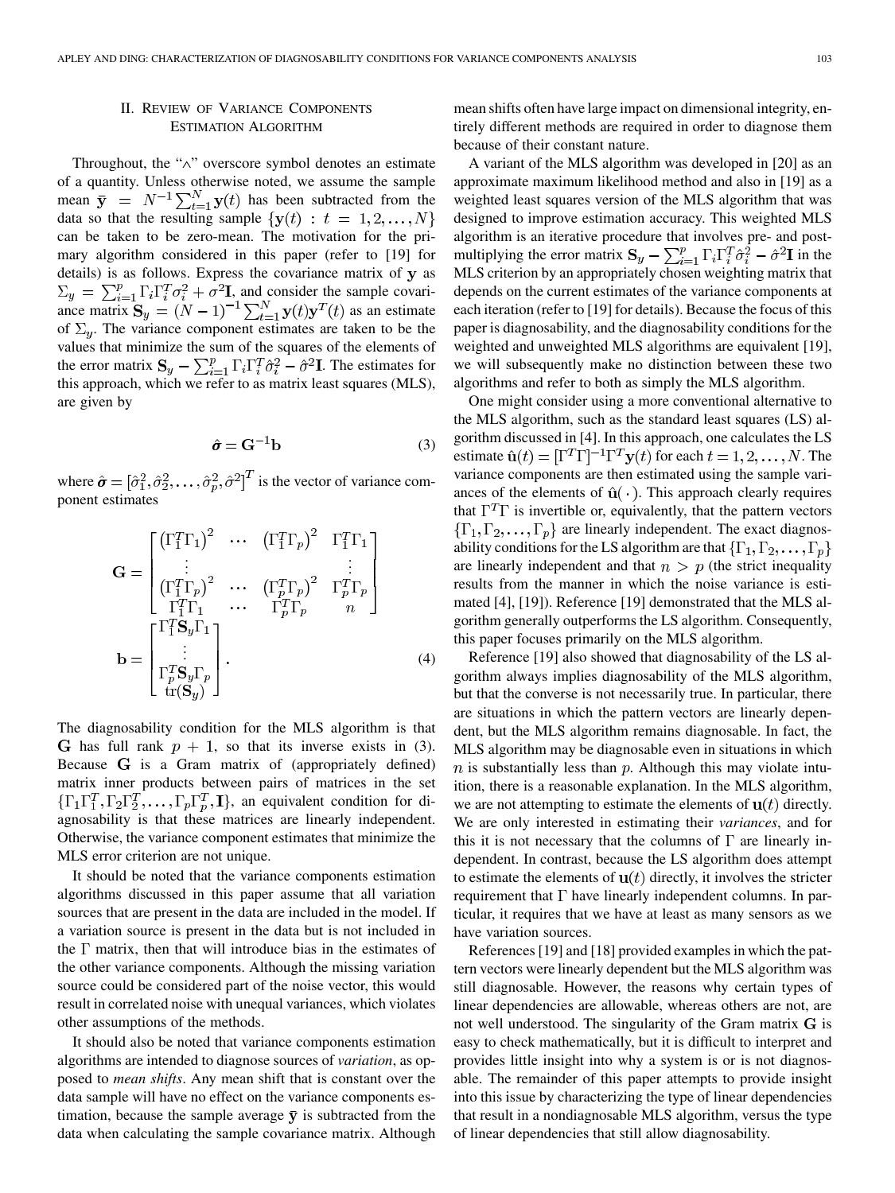## II. Review of Variance Components Estimation Algorithm

Throughout, the "∧" overscore symbol denotes an estimate of a quantity. Unless otherwise noted, we assume the sample mean $\bar{\mathbf{y}} = N^{-1}\sum_{t=1}^{N}\mathbf{y}(t)$ has been subtracted from the data so that the resulting sample $\{\mathbf{y}(t) : t = 1, 2, \ldots, N\}$ can be taken to be zero-mean. The motivation for the primary algorithm considered in this paper (refer to [19] for details) is as follows. Express the covariance matrix of $\mathbf{y}$ as $\Sigma_y = \sum_{i=1}^{p}\Gamma_i\Gamma_i^T\sigma_i^2 + \sigma^2\mathbf{I}$, and consider the sample covariance matrix $\mathbf{S}_y = (N-1)^{-1}\sum_{t=1}^{N}\mathbf{y}(t)\mathbf{y}^T(t)$ as an estimate of $\Sigma_y$. The variance component estimates are taken to be the values that minimize the sum of the squares of the elements of the error matrix $\mathbf{S}_y - \sum_{i=1}^{p}\Gamma_i\Gamma_i^T\hat{\sigma}_i^2 - \hat{\sigma}^2\mathbf{I}$. The estimates for this approach, which we refer to as matrix least squares (MLS), are given by

$$\hat{\boldsymbol{\sigma}} = \mathbf{G}^{-1}\mathbf{b} \tag{3}$$

where $\hat{\boldsymbol{\sigma}} = [\hat{\sigma}_1^2, \hat{\sigma}_2^2, \ldots, \hat{\sigma}_p^2, \hat{\sigma}^2]^T$ is the vector of variance component estimates

$$\mathbf{G} = \begin{bmatrix} \left(\Gamma_1^T\Gamma_1\right)^2 & \cdots & \left(\Gamma_1^T\Gamma_p\right)^2 & \Gamma_1^T\Gamma_1 \\ \vdots & & & \vdots \\ \left(\Gamma_1^T\Gamma_p\right)^2 & \cdots & \left(\Gamma_p^T\Gamma_p\right)^2 & \Gamma_p^T\Gamma_p \\ \Gamma_1^T\Gamma_1 & \cdots & \Gamma_p^T\Gamma_p & n \end{bmatrix}$$

$$\mathbf{b} = \begin{bmatrix} \Gamma_1^T\mathbf{S}_y\Gamma_1 \\ \vdots \\ \Gamma_p^T\mathbf{S}_y\Gamma_p \\ \mathrm{tr}(\mathbf{S}_y) \end{bmatrix}. \tag{4}$$

The diagnosability condition for the MLS algorithm is that $\mathbf{G}$ has full rank $p+1$, so that its inverse exists in (3). Because $\mathbf{G}$ is a Gram matrix of (appropriately defined) matrix inner products between pairs of matrices in the set $\{\Gamma_1\Gamma_1^T, \Gamma_2\Gamma_2^T, \ldots, \Gamma_p\Gamma_p^T, \mathbf{I}\}$, an equivalent condition for diagnosability is that these matrices are linearly independent. Otherwise, the variance component estimates that minimize the MLS error criterion are not unique.

It should be noted that the variance components estimation algorithms discussed in this paper assume that all variation sources that are present in the data are included in the model. If a variation source is present in the data but is not included in the $\Gamma$ matrix, then that will introduce bias in the estimates of the other variance components. Although the missing variation source could be considered part of the noise vector, this would result in correlated noise with unequal variances, which violates other assumptions of the methods.

It should also be noted that variance components estimation algorithms are intended to diagnose sources of *variation*, as opposed to *mean shifts*. Any mean shift that is constant over the data sample will have no effect on the variance components estimation, because the sample average $\bar{\mathbf{y}}$ is subtracted from the data when calculating the sample covariance matrix. Although mean shifts often have large impact on dimensional integrity, entirely different methods are required in order to diagnose them because of their constant nature.

A variant of the MLS algorithm was developed in [20] as an approximate maximum likelihood method and also in [19] as a weighted least squares version of the MLS algorithm that was designed to improve estimation accuracy. This weighted MLS algorithm is an iterative procedure that involves pre- and post-multiplying the error matrix $\mathbf{S}_y - \sum_{i=1}^{p}\Gamma_i\Gamma_i^T\hat{\sigma}_i^2 - \hat{\sigma}^2\mathbf{I}$ in the MLS criterion by an appropriately chosen weighting matrix that depends on the current estimates of the variance components at each iteration (refer to [19] for details). Because the focus of this paper is diagnosability, and the diagnosability conditions for the weighted and unweighted MLS algorithms are equivalent [19], we will subsequently make no distinction between these two algorithms and refer to both as simply the MLS algorithm.

One might consider using a more conventional alternative to the MLS algorithm, such as the standard least squares (LS) algorithm discussed in [4]. In this approach, one calculates the LS estimate $\hat{\mathbf{u}}(t) = [\Gamma^T\Gamma]^{-1}\Gamma^T\mathbf{y}(t)$ for each $t = 1, 2, \ldots, N$. The variance components are then estimated using the sample variances of the elements of $\hat{\mathbf{u}}(\cdot)$. This approach clearly requires that $\Gamma^T\Gamma$ is invertible or, equivalently, that the pattern vectors $\{\Gamma_1, \Gamma_2, \ldots, \Gamma_p\}$ are linearly independent. The exact diagnosability conditions for the LS algorithm are that $\{\Gamma_1, \Gamma_2, \ldots, \Gamma_p\}$ are linearly independent and that $n > p$ (the strict inequality results from the manner in which the noise variance is estimated [4], [19]). Reference [19] demonstrated that the MLS algorithm generally outperforms the LS algorithm. Consequently, this paper focuses primarily on the MLS algorithm.

Reference [19] also showed that diagnosability of the LS algorithm always implies diagnosability of the MLS algorithm, but that the converse is not necessarily true. In particular, there are situations in which the pattern vectors are linearly dependent, but the MLS algorithm remains diagnosable. In fact, the MLS algorithm may be diagnosable even in situations in which $n$ is substantially less than $p$. Although this may violate intuition, there is a reasonable explanation. In the MLS algorithm, we are not attempting to estimate the elements of $\mathbf{u}(t)$ directly. We are only interested in estimating their *variances*, and for this it is not necessary that the columns of $\Gamma$ are linearly independent. In contrast, because the LS algorithm does attempt to estimate the elements of $\mathbf{u}(t)$ directly, it involves the stricter requirement that $\Gamma$ have linearly independent columns. In particular, it requires that we have at least as many sensors as we have variation sources.

References [19] and [18] provided examples in which the pattern vectors were linearly dependent but the MLS algorithm was still diagnosable. However, the reasons why certain types of linear dependencies are allowable, whereas others are not, are not well understood. The singularity of the Gram matrix $\mathbf{G}$ is easy to check mathematically, but it is difficult to interpret and provides little insight into why a system is or is not diagnosable. The remainder of this paper attempts to provide insight into this issue by characterizing the type of linear dependencies that result in a nondiagnosable MLS algorithm, versus the type of linear dependencies that still allow diagnosability.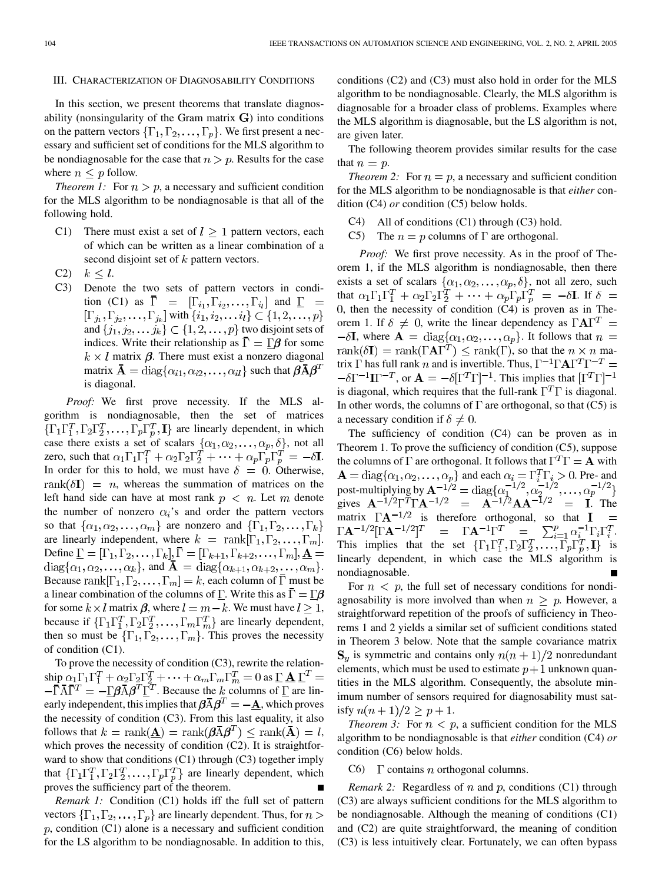## III. Characterization of Diagnosability Conditions

In this section, we present theorems that translate diagnosability (nonsingularity of the Gram matrix $\mathbf{G}$) into conditions on the pattern vectors $\{\Gamma_1, \Gamma_2, \ldots, \Gamma_p\}$. We first present a necessary and sufficient set of conditions for the MLS algorithm to be nondiagnosable for the case that $n > p$. Results for the case where $n \leq p$ follow.

*Theorem 1:* For $n > p$, a necessary and sufficient condition for the MLS algorithm to be nondiagnosable is that all of the following hold.

- C1) There must exist a set of $l \geq 1$ pattern vectors, each of which can be written as a linear combination of a second disjoint set of $k$ pattern vectors.
- C2) $k \leq l$.
- C3) Denote the two sets of pattern vectors in condition (C1) as $\bar{\Gamma} = [\Gamma_{i_1}, \Gamma_{i_2}, \ldots, \Gamma_{i_l}]$ and $\underline{\Gamma} = [\Gamma_{j_1}, \Gamma_{j_2}, \ldots, \Gamma_{j_k}]$ with $\{i_1, i_2, \ldots i_l\} \subset \{1, 2, \ldots, p\}$ and $\{j_1, j_2, \ldots j_k\} \subset \{1, 2, \ldots, p\}$ two disjoint sets of indices. Write their relationship as $\bar{\Gamma} = \underline{\Gamma}\boldsymbol{\beta}$ for some $k \times l$ matrix $\boldsymbol{\beta}$. There must exist a nonzero diagonal matrix $\bar{\mathbf{A}} = \text{diag}\{\alpha_{i1}, \alpha_{i2}, \ldots, \alpha_{il}\}$ such that $\boldsymbol{\beta}\bar{\mathbf{A}}\boldsymbol{\beta}^T$ is diagonal.

*Proof:* We first prove necessity. If the MLS algorithm is nondiagnosable, then the set of matrices $\{\Gamma_1\Gamma_1^T, \Gamma_2\Gamma_2^T, \ldots, \Gamma_p\Gamma_p^T, \mathbf{I}\}$ are linearly dependent, in which case there exists a set of scalars $\{\alpha_1, \alpha_2, \ldots, \alpha_p, \delta\}$, not all zero, such that $\alpha_1\Gamma_1\Gamma_1^T + \alpha_2\Gamma_2\Gamma_2^T + \cdots + \alpha_p\Gamma_p\Gamma_p^T = -\delta\mathbf{I}$. In order for this to hold, we must have $\delta = 0$. Otherwise, $\text{rank}(\delta\mathbf{I}) = n$, whereas the summation of matrices on the left hand side can have at most rank $p < n$. Let $m$ denote the number of nonzero $\alpha_i$'s and order the pattern vectors so that $\{\alpha_1, \alpha_2, \ldots, \alpha_m\}$ are nonzero and $\{\Gamma_1, \Gamma_2, \ldots, \Gamma_k\}$ are linearly independent, where $k = \text{rank}[\Gamma_1, \Gamma_2, \ldots, \Gamma_m]$. Define $\underline{\Gamma} = [\Gamma_1, \Gamma_2, \ldots, \Gamma_k], \bar{\Gamma} = [\Gamma_{k+1}, \Gamma_{k+2}, \ldots, \Gamma_m], \underline{\mathbf{A}} = \text{diag}\{\alpha_1, \alpha_2, \ldots, \alpha_k\}$, and $\bar{\mathbf{A}} = \text{diag}\{\alpha_{k+1}, \alpha_{k+2}, \ldots, \alpha_m\}$. Because $\text{rank}[\Gamma_1, \Gamma_2, \ldots, \Gamma_m] = k$, each column of $\bar{\Gamma}$ must be a linear combination of the columns of $\underline{\Gamma}$. Write this as $\bar{\Gamma} = \underline{\Gamma}\boldsymbol{\beta}$ for some $k \times l$ matrix $\boldsymbol{\beta}$, where $l = m - k$. We must have $l \geq 1$, because if $\{\Gamma_1\Gamma_1^T, \Gamma_2\Gamma_2^T, \ldots, \Gamma_m\Gamma_m^T\}$ are linearly dependent, then so must be $\{\Gamma_1, \Gamma_2, \ldots, \Gamma_m\}$. This proves the necessity of condition (C1).

To prove the necessity of condition (C3), rewrite the relationship $\alpha_1\Gamma_1\Gamma_1^T + \alpha_2\Gamma_2\Gamma_2^T + \cdots + \alpha_m\Gamma_m\Gamma_m^T = 0$ as $\underline{\Gamma}\,\underline{\mathbf{A}}\,\underline{\Gamma}^T = -\bar{\Gamma}\bar{\mathbf{A}}\bar{\Gamma}^T = -\underline{\Gamma}\boldsymbol{\beta}\bar{\mathbf{A}}\boldsymbol{\beta}^T\underline{\Gamma}^T$. Because the $k$ columns of $\underline{\Gamma}$ are linearly independent, this implies that $\boldsymbol{\beta}\bar{\mathbf{A}}\boldsymbol{\beta}^T = -\underline{\mathbf{A}}$, which proves the necessity of condition (C3). From this last equality, it also follows that $k = \text{rank}(\underline{\mathbf{A}}) = \text{rank}(\boldsymbol{\beta}\bar{\mathbf{A}}\boldsymbol{\beta}^T) \leq \text{rank}(\bar{\mathbf{A}}) = l$, which proves the necessity of condition (C2). It is straightforward to show that conditions (C1) through (C3) together imply that $\{\Gamma_1\Gamma_1^T, \Gamma_2\Gamma_2^T, \ldots, \Gamma_p\Gamma_p^T\}$ are linearly dependent, which proves the sufficiency part of the theorem. ■

*Remark 1:* Condition (C1) holds iff the full set of pattern vectors $\{\Gamma_1, \Gamma_2, \ldots, \Gamma_p\}$ are linearly dependent. Thus, for $n > p$, condition (C1) alone is a necessary and sufficient condition for the LS algorithm to be nondiagnosable. In addition to this, conditions (C2) and (C3) must also hold in order for the MLS algorithm to be nondiagnosable. Clearly, the MLS algorithm is diagnosable for a broader class of problems. Examples where the MLS algorithm is diagnosable, but the LS algorithm is not, are given later.

The following theorem provides similar results for the case that $n = p$.

*Theorem 2:* For $n = p$, a necessary and sufficient condition for the MLS algorithm to be nondiagnosable is that *either* condition (C4) *or* condition (C5) below holds.

- C4) All of conditions (C1) through (C3) hold.
- C5) The $n = p$ columns of $\Gamma$ are orthogonal.

*Proof:* We first prove necessity. As in the proof of Theorem 1, if the MLS algorithm is nondiagnosable, then there exists a set of scalars $\{\alpha_1, \alpha_2, \ldots, \alpha_p, \delta\}$, not all zero, such that $\alpha_1\Gamma_1\Gamma_1^T + \alpha_2\Gamma_2\Gamma_2^T + \cdots + \alpha_p\Gamma_p\Gamma_p^T = -\delta\mathbf{I}$. If $\delta = 0$, then the necessity of condition (C4) is proven as in Theorem 1. If $\delta \neq 0$, write the linear dependency as $\Gamma\mathbf{A}\Gamma^T = -\delta\mathbf{I}$, where $\mathbf{A} = \text{diag}\{\alpha_1, \alpha_2, \ldots, \alpha_p\}$. It follows that $n = \text{rank}(\delta\mathbf{I}) = \text{rank}(\Gamma\mathbf{A}\Gamma^T) \leq \text{rank}(\Gamma)$, so that the $n \times n$ matrix $\Gamma$ has full rank $n$ and is invertible. Thus, $\Gamma^{-1}\Gamma\mathbf{A}\Gamma^T\Gamma^{-T} = -\delta\Gamma^{-1}\mathbf{I}\Gamma^{-T}$, or $\mathbf{A} = -\delta[\Gamma^T\Gamma]^{-1}$. This implies that $[\Gamma^T\Gamma]^{-1}$ is diagonal, which requires that the full-rank $\Gamma^T\Gamma$ is diagonal. In other words, the columns of $\Gamma$ are orthogonal, so that (C5) is a necessary condition if $\delta \neq 0$.

The sufficiency of condition (C4) can be proven as in Theorem 1. To prove the sufficiency of condition (C5), suppose the columns of $\Gamma$ are orthogonal. It follows that $\Gamma^T\Gamma = \mathbf{A}$ with $\mathbf{A} = \text{diag}\{\alpha_1, \alpha_2, \ldots, \alpha_p\}$ and each $\alpha_i = \Gamma_i^T\Gamma_i > 0$. Pre- and post-multiplying by $\mathbf{A}^{-1/2} = \text{diag}\{\alpha_1^{-1/2}, \alpha_2^{-1/2}, \ldots, \alpha_p^{-1/2}\}$ gives $\mathbf{A}^{-1/2}\Gamma^T\Gamma\mathbf{A}^{-1/2} = \mathbf{A}^{-1/2}\mathbf{A}\mathbf{A}^{-1/2} = \mathbf{I}$. The matrix $\Gamma\mathbf{A}^{-1/2}$ is therefore orthogonal, so that $\mathbf{I} = \Gamma\mathbf{A}^{-1/2}[\Gamma\mathbf{A}^{-1/2}]^T = \Gamma\mathbf{A}^{-1}\Gamma^T = \sum_{i=1}^{p}\alpha_i^{-1}\Gamma_i\Gamma_i^T$. This implies that the set $\{\Gamma_1\Gamma_1^T, \Gamma_2\Gamma_2^T, \ldots, \Gamma_p\Gamma_p^T, \mathbf{I}\}$ is linearly dependent, in which case the MLS algorithm is nondiagnosable. ■

For $n < p$, the full set of necessary conditions for nondiagnosability is more involved than when $n \geq p$. However, a straightforward repetition of the proofs of sufficiency in Theorems 1 and 2 yields a similar set of sufficient conditions stated in Theorem 3 below. Note that the sample covariance matrix $\mathbf{S}_y$ is symmetric and contains only $n(n+1)/2$ nonredundant elements, which must be used to estimate $p+1$ unknown quantities in the MLS algorithm. Consequently, the absolute minimum number of sensors required for diagnosability must satisfy $n(n+1)/2 \geq p+1$.

*Theorem 3:* For $n < p$, a sufficient condition for the MLS algorithm to be nondiagnosable is that *either* condition (C4) *or* condition (C6) below holds.

- C6) $\Gamma$ contains $n$ orthogonal columns.

*Remark 2:* Regardless of $n$ and $p$, conditions (C1) through (C3) are always sufficient conditions for the MLS algorithm to be nondiagnosable. Although the meaning of conditions (C1) and (C2) are quite straightforward, the meaning of condition (C3) is less intuitively clear. Fortunately, we can often bypass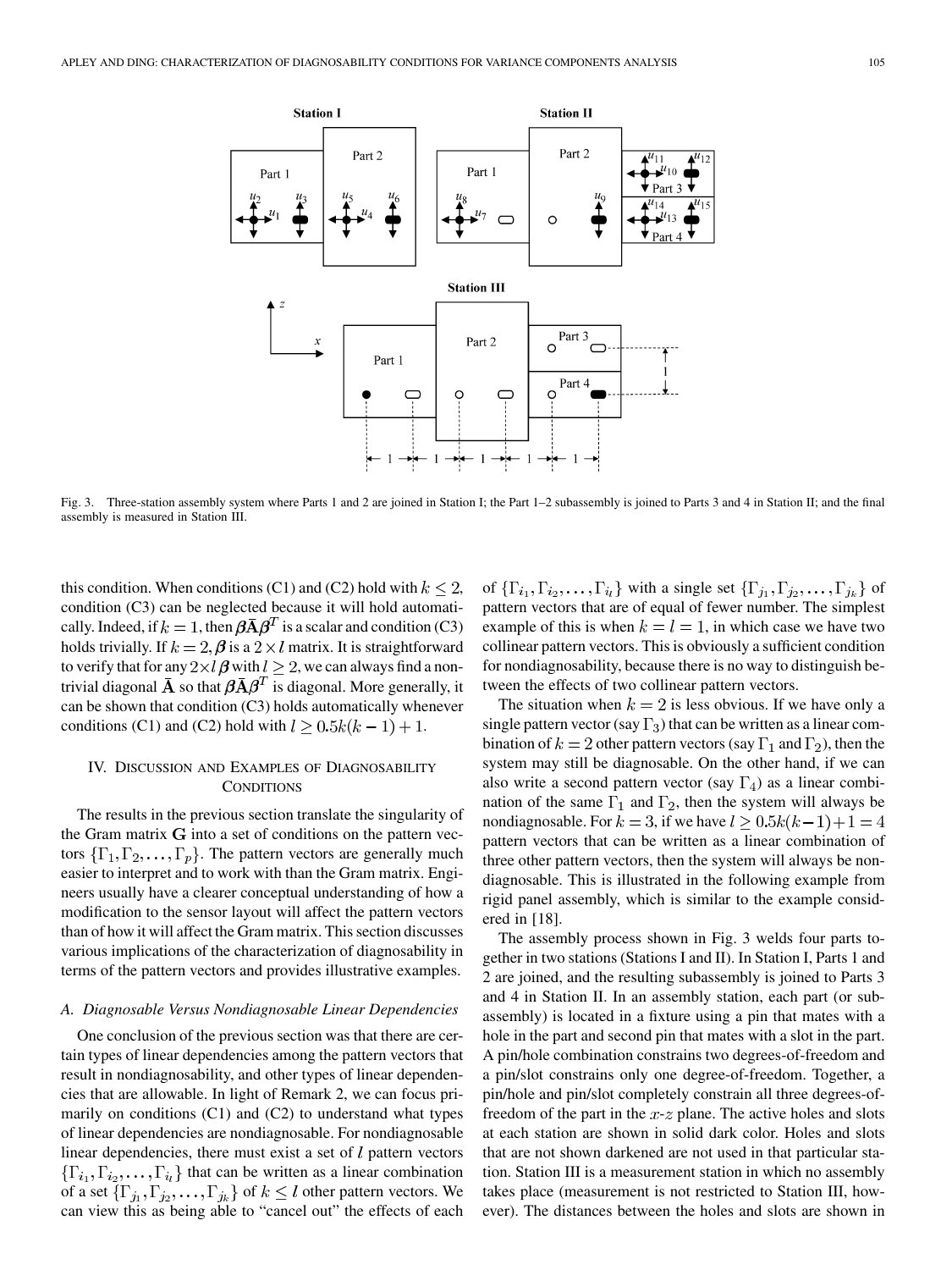Fig. 3. Three-station assembly system where Parts 1 and 2 are joined in Station I; the Part 1–2 subassembly is joined to Parts 3 and 4 in Station II; and the final assembly is measured in Station III.

this condition. When conditions (C1) and (C2) hold with $k \leq 2$, condition (C3) can be neglected because it will hold automatically. Indeed, if $k = 1$, then $\boldsymbol{\beta}\bar{\mathbf{A}}\boldsymbol{\beta}^T$ is a scalar and condition (C3) holds trivially. If $k = 2$, $\boldsymbol{\beta}$ is a $2 \times l$ matrix. It is straightforward to verify that for any $2 \times l$ $\boldsymbol{\beta}$ with $l \geq 2$, we can always find a nontrivial diagonal $\bar{\mathbf{A}}$ so that $\boldsymbol{\beta}\bar{\mathbf{A}}\boldsymbol{\beta}^T$ is diagonal. More generally, it can be shown that condition (C3) holds automatically whenever conditions (C1) and (C2) hold with $l \geq 0.5k(k-1)+1$.

## IV. Discussion and Examples of Diagnosability Conditions

The results in the previous section translate the singularity of the Gram matrix $\mathbf{G}$ into a set of conditions on the pattern vectors $\{\Gamma_1, \Gamma_2, \ldots, \Gamma_p\}$. The pattern vectors are generally much easier to interpret and to work with than the Gram matrix. Engineers usually have a clearer conceptual understanding of how a modification to the sensor layout will affect the pattern vectors than of how it will affect the Gram matrix. This section discusses various implications of the characterization of diagnosability in terms of the pattern vectors and provides illustrative examples.

### A. Diagnosable Versus Nondiagnosable Linear Dependencies

One conclusion of the previous section was that there are certain types of linear dependencies among the pattern vectors that result in nondiagnosability, and other types of linear dependencies that are allowable. In light of Remark 2, we can focus primarily on conditions (C1) and (C2) to understand what types of linear dependencies are nondiagnosable. For nondiagnosable linear dependencies, there must exist a set of $l$ pattern vectors $\{\Gamma_{i_1}, \Gamma_{i_2}, \ldots, \Gamma_{i_l}\}$ that can be written as a linear combination of a set $\{\Gamma_{j_1}, \Gamma_{j_2}, \ldots, \Gamma_{j_k}\}$ of $k \leq l$ other pattern vectors. We can view this as being able to "cancel out" the effects of each of $\{\Gamma_{i_1}, \Gamma_{i_2}, \ldots, \Gamma_{i_l}\}$ with a single set $\{\Gamma_{j_1}, \Gamma_{j_2}, \ldots, \Gamma_{j_k}\}$ of pattern vectors that are of equal of fewer number. The simplest example of this is when $k = l = 1$, in which case we have two collinear pattern vectors. This is obviously a sufficient condition for nondiagnosability, because there is no way to distinguish between the effects of two collinear pattern vectors.

The situation when $k = 2$ is less obvious. If we have only a single pattern vector (say $\Gamma_3$) that can be written as a linear combination of $k = 2$ other pattern vectors (say $\Gamma_1$ and $\Gamma_2$), then the system may still be diagnosable. On the other hand, if we can also write a second pattern vector (say $\Gamma_4$) as a linear combination of the same $\Gamma_1$ and $\Gamma_2$, then the system will always be nondiagnosable. For $k = 3$, if we have $l \geq 0.5k(k-1)+1 = 4$ pattern vectors that can be written as a linear combination of three other pattern vectors, then the system will always be nondiagnosable. This is illustrated in the following example from rigid panel assembly, which is similar to the example considered in [18].

The assembly process shown in Fig. 3 welds four parts together in two stations (Stations I and II). In Station I, Parts 1 and 2 are joined, and the resulting subassembly is joined to Parts 3 and 4 in Station II. In an assembly station, each part (or subassembly) is located in a fixture using a pin that mates with a hole in the part and second pin that mates with a slot in the part. A pin/hole combination constrains two degrees-of-freedom and a pin/slot constrains only one degree-of-freedom. Together, a pin/hole and pin/slot completely constrain all three degrees-of-freedom of the part in the $x$-$z$ plane. The active holes and slots at each station are shown in solid dark color. Holes and slots that are not shown darkened are not used in that particular station. Station III is a measurement station in which no assembly takes place (measurement is not restricted to Station III, however). The distances between the holes and slots are shown in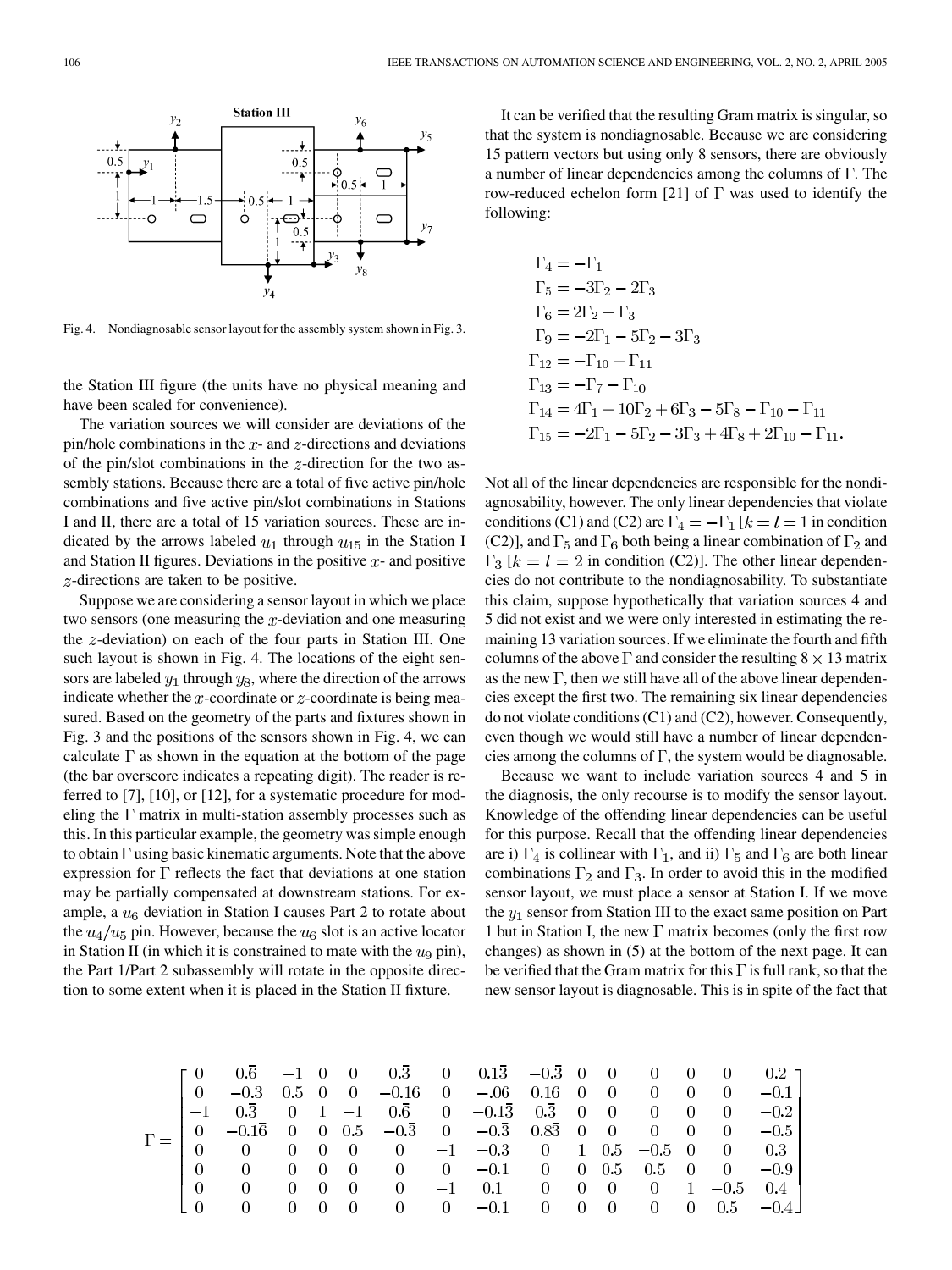Fig. 4. Nondiagnosable sensor layout for the assembly system shown in Fig. 3.

the Station III figure (the units have no physical meaning and have been scaled for convenience).

The variation sources we will consider are deviations of the pin/hole combinations in the $x$- and $z$-directions and deviations of the pin/slot combinations in the $z$-direction for the two assembly stations. Because there are a total of five active pin/hole combinations and five active pin/slot combinations in Stations I and II, there are a total of 15 variation sources. These are indicated by the arrows labeled $u_1$ through $u_{15}$ in the Station I and Station II figures. Deviations in the positive $x$- and positive $z$-directions are taken to be positive.

Suppose we are considering a sensor layout in which we place two sensors (one measuring the $x$-deviation and one measuring the $z$-deviation) on each of the four parts in Station III. One such layout is shown in Fig. 4. The locations of the eight sensors are labeled $y_1$ through $y_8$, where the direction of the arrows indicate whether the $x$-coordinate or $z$-coordinate is being measured. Based on the geometry of the parts and fixtures shown in Fig. 3 and the positions of the sensors shown in Fig. 4, we can calculate $\Gamma$ as shown in the equation at the bottom of the page (the bar overscore indicates a repeating digit). The reader is referred to [7], [10], or [12], for a systematic procedure for modeling the $\Gamma$ matrix in multi-station assembly processes such as this. In this particular example, the geometry was simple enough to obtain $\Gamma$ using basic kinematic arguments. Note that the above expression for $\Gamma$ reflects the fact that deviations at one station may be partially compensated at downstream stations. For example, a $u_6$ deviation in Station I causes Part 2 to rotate about the $u_4/u_5$ pin. However, because the $u_6$ slot is an active locator in Station II (in which it is constrained to mate with the $u_9$ pin), the Part 1/Part 2 subassembly will rotate in the opposite direction to some extent when it is placed in the Station II fixture.

It can be verified that the resulting Gram matrix is singular, so that the system is nondiagnosable. Because we are considering 15 pattern vectors but using only 8 sensors, there are obviously a number of linear dependencies among the columns of $\Gamma$. The row-reduced echelon form [21] of $\Gamma$ was used to identify the following:

$$
\begin{aligned}
\Gamma_4 &= -\Gamma_1 \\
\Gamma_5 &= -3\Gamma_2 - 2\Gamma_3 \\
\Gamma_6 &= 2\Gamma_2 + \Gamma_3 \\
\Gamma_9 &= -2\Gamma_1 - 5\Gamma_2 - 3\Gamma_3 \\
\Gamma_{12} &= -\Gamma_{10} + \Gamma_{11} \\
\Gamma_{13} &= -\Gamma_7 - \Gamma_{10} \\
\Gamma_{14} &= 4\Gamma_1 + 10\Gamma_2 + 6\Gamma_3 - 5\Gamma_8 - \Gamma_{10} - \Gamma_{11} \\
\Gamma_{15} &= -2\Gamma_1 - 5\Gamma_2 - 3\Gamma_3 + 4\Gamma_8 + 2\Gamma_{10} - \Gamma_{11}.
\end{aligned}
$$

Not all of the linear dependencies are responsible for the nondiagnosability, however. The only linear dependencies that violate conditions (C1) and (C2) are $\Gamma_4 = -\Gamma_1$ [$k = l = 1$ in condition (C2)], and $\Gamma_5$ and $\Gamma_6$ both being a linear combination of $\Gamma_2$ and $\Gamma_3$ [$k = l = 2$ in condition (C2)]. The other linear dependencies do not contribute to the nondiagnosability. To substantiate this claim, suppose hypothetically that variation sources 4 and 5 did not exist and we were only interested in estimating the remaining 13 variation sources. If we eliminate the fourth and fifth columns of the above $\Gamma$ and consider the resulting $8 \times 13$ matrix as the new $\Gamma$, then we still have all of the above linear dependencies except the first two. The remaining six linear dependencies do not violate conditions (C1) and (C2), however. Consequently, even though we would still have a number of linear dependencies among the columns of $\Gamma$, the system would be diagnosable.

Because we want to include variation sources 4 and 5 in the diagnosis, the only recourse is to modify the sensor layout. Knowledge of the offending linear dependencies can be useful for this purpose. Recall that the offending linear dependencies are i) $\Gamma_4$ is collinear with $\Gamma_1$, and ii) $\Gamma_5$ and $\Gamma_6$ are both linear combinations $\Gamma_2$ and $\Gamma_3$. In order to avoid this in the modified sensor layout, we must place a sensor at Station I. If we move the $y_1$ sensor from Station III to the exact same position on Part 1 but in Station I, the new $\Gamma$ matrix becomes (only the first row changes) as shown in (5) at the bottom of the next page. It can be verified that the Gram matrix for this $\Gamma$ is full rank, so that the new sensor layout is diagnosable. This is in spite of the fact that

$$
\Gamma = \begin{bmatrix}
0 & 0.\bar{6} & -1 & 0 & 0 & 0.\bar{3} & 0 & 0.1\bar{3} & -0.\bar{3} & 0 & 0 & 0 & 0 & 0 & 0.2 \\
0 & -0.\bar{3} & 0.5 & 0 & 0 & -0.1\bar{6} & 0 & -.0\bar{6} & 0.1\bar{6} & 0 & 0 & 0 & 0 & 0 & -0.1 \\
-1 & 0.\bar{3} & 0 & 1 & -1 & 0.\bar{6} & 0 & -0.1\bar{3} & 0.\bar{3} & 0 & 0 & 0 & 0 & 0 & -0.2 \\
0 & -0.1\bar{6} & 0 & 0 & 0.5 & -0.\bar{3} & 0 & -0.\bar{3} & 0.8\bar{3} & 0 & 0 & 0 & 0 & 0 & -0.5 \\
0 & 0 & 0 & 0 & 0 & 0 & -1 & -0.3 & 0 & 1 & 0.5 & -0.5 & 0 & 0 & 0.3 \\
0 & 0 & 0 & 0 & 0 & 0 & 0 & -0.1 & 0 & 0 & 0.5 & 0.5 & 0 & 0 & -0.9 \\
0 & 0 & 0 & 0 & 0 & 0 & -1 & 0.1 & 0 & 0 & 0 & 0 & 1 & -0.5 & 0.4 \\
0 & 0 & 0 & 0 & 0 & 0 & 0 & -0.1 & 0 & 0 & 0 & 0 & 0 & 0.5 & -0.4
\end{bmatrix}
$$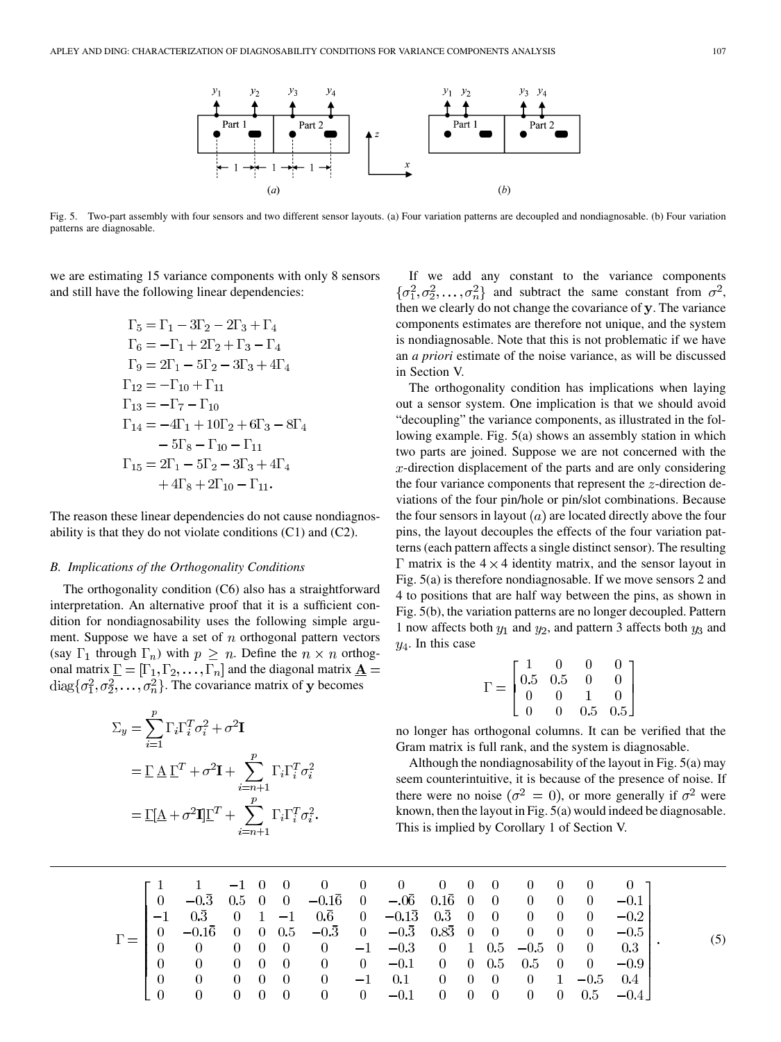Fig. 5. Two-part assembly with four sensors and two different sensor layouts. (a) Four variation patterns are decoupled and nondiagnosable. (b) Four variation patterns are diagnosable.

we are estimating 15 variance components with only 8 sensors and still have the following linear dependencies:

$$
\begin{aligned}
\Gamma_5 &= \Gamma_1 - 3\Gamma_2 - 2\Gamma_3 + \Gamma_4 \\
\Gamma_6 &= -\Gamma_1 + 2\Gamma_2 + \Gamma_3 - \Gamma_4 \\
\Gamma_9 &= 2\Gamma_1 - 5\Gamma_2 - 3\Gamma_3 + 4\Gamma_4 \\
\Gamma_{12} &= -\Gamma_{10} + \Gamma_{11} \\
\Gamma_{13} &= -\Gamma_7 - \Gamma_{10} \\
\Gamma_{14} &= -4\Gamma_1 + 10\Gamma_2 + 6\Gamma_3 - 8\Gamma_4 \\
&\quad - 5\Gamma_8 - \Gamma_{10} - \Gamma_{11} \\
\Gamma_{15} &= 2\Gamma_1 - 5\Gamma_2 - 3\Gamma_3 + 4\Gamma_4 \\
&\quad + 4\Gamma_8 + 2\Gamma_{10} - \Gamma_{11}.
\end{aligned}
$$

The reason these linear dependencies do not cause nondiagnosability is that they do not violate conditions (C1) and (C2).

### B. Implications of the Orthogonality Conditions

The orthogonality condition (C6) also has a straightforward interpretation. An alternative proof that it is a sufficient condition for nondiagnosability uses the following simple argument. Suppose we have a set of $n$ orthogonal pattern vectors (say $\Gamma_1$ through $\Gamma_n$) with $p \geq n$. Define the $n \times n$ orthogonal matrix $\underline{\Gamma} = [\Gamma_1, \Gamma_2, \ldots, \Gamma_n]$ and the diagonal matrix $\underline{\mathbf{A}} = \mathrm{diag}\{\sigma_1^2, \sigma_2^2, \ldots, \sigma_n^2\}$. The covariance matrix of $\mathbf{y}$ becomes

$$
\begin{aligned}
\Sigma_y &= \sum_{i=1}^{p} \Gamma_i \Gamma_i^T \sigma_i^2 + \sigma^2 \mathbf{I} \\
&= \underline{\Gamma}\, \underline{\mathbf{A}}\, \underline{\Gamma}^T + \sigma^2 \mathbf{I} + \sum_{i=n+1}^{p} \Gamma_i \Gamma_i^T \sigma_i^2 \\
&= \underline{\Gamma}[\underline{\mathbf{A}} + \sigma^2 \mathbf{I}]\underline{\Gamma}^T + \sum_{i=n+1}^{p} \Gamma_i \Gamma_i^T \sigma_i^2.
\end{aligned}
$$

If we add any constant to the variance components $\{\sigma_1^2, \sigma_2^2, \ldots, \sigma_n^2\}$ and subtract the same constant from $\sigma^2$, then we clearly do not change the covariance of $\mathbf{y}$. The variance components estimates are therefore not unique, and the system is nondiagnosable. Note that this is not problematic if we have an *a priori* estimate of the noise variance, as will be discussed in Section V.

The orthogonality condition has implications when laying out a sensor system. One implication is that we should avoid "decoupling" the variance components, as illustrated in the following example. Fig. 5(a) shows an assembly station in which two parts are joined. Suppose we are not concerned with the $x$-direction displacement of the parts and are only considering the four variance components that represent the $z$-direction deviations of the four pin/hole or pin/slot combinations. Because the four sensors in layout $(a)$ are located directly above the four pins, the layout decouples the effects of the four variation patterns (each pattern affects a single distinct sensor). The resulting $\Gamma$ matrix is the $4 \times 4$ identity matrix, and the sensor layout in Fig. 5(a) is therefore nondiagnosable. If we move sensors 2 and 4 to positions that are half way between the pins, as shown in Fig. 5(b), the variation patterns are no longer decoupled. Pattern 1 now affects both $y_1$ and $y_2$, and pattern 3 affects both $y_3$ and $y_4$. In this case

$$
\Gamma = \begin{bmatrix} 1 & 0 & 0 & 0 \\ 0.5 & 0.5 & 0 & 0 \\ 0 & 0 & 1 & 0 \\ 0 & 0 & 0.5 & 0.5 \end{bmatrix}
$$

no longer has orthogonal columns. It can be verified that the Gram matrix is full rank, and the system is diagnosable.

Although the nondiagnosability of the layout in Fig. 5(a) may seem counterintuitive, it is because of the presence of noise. If there were no noise ($\sigma^2 = 0$), or more generally if $\sigma^2$ were known, then the layout in Fig. 5(a) would indeed be diagnosable. This is implied by Corollary 1 of Section V.

$$
\Gamma = \begin{bmatrix}
1 & 1 & -1 & 0 & 0 & 0 & 0 & 0 & 0 & 0 & 0 & 0 & 0 & 0 & 0 \\
0 & -0.\bar{3} & 0.5 & 0 & 0 & -0.1\bar{6} & 0 & -.0\bar{6} & 0.1\bar{6} & 0 & 0 & 0 & 0 & 0 & -0.1 \\
-1 & 0.\bar{3} & 0 & 1 & -1 & 0.\bar{6} & 0 & -0.1\bar{3} & 0.\bar{3} & 0 & 0 & 0 & 0 & 0 & -0.2 \\
0 & -0.1\bar{6} & 0 & 0 & 0.5 & -0.\bar{3} & 0 & -0.\bar{3} & 0.8\bar{3} & 0 & 0 & 0 & 0 & 0 & -0.5 \\
0 & 0 & 0 & 0 & 0 & 0 & -1 & -0.3 & 0 & 1 & 0.5 & -0.5 & 0 & 0 & 0.3 \\
0 & 0 & 0 & 0 & 0 & 0 & 0 & -0.1 & 0 & 0 & 0.5 & 0.5 & 0 & 0 & -0.9 \\
0 & 0 & 0 & 0 & 0 & 0 & -1 & 0.1 & 0 & 0 & 0 & 0 & 1 & -0.5 & 0.4 \\
0 & 0 & 0 & 0 & 0 & 0 & 0 & -0.1 & 0 & 0 & 0 & 0 & 0 & 0.5 & -0.4
\end{bmatrix}. \tag{5}
$$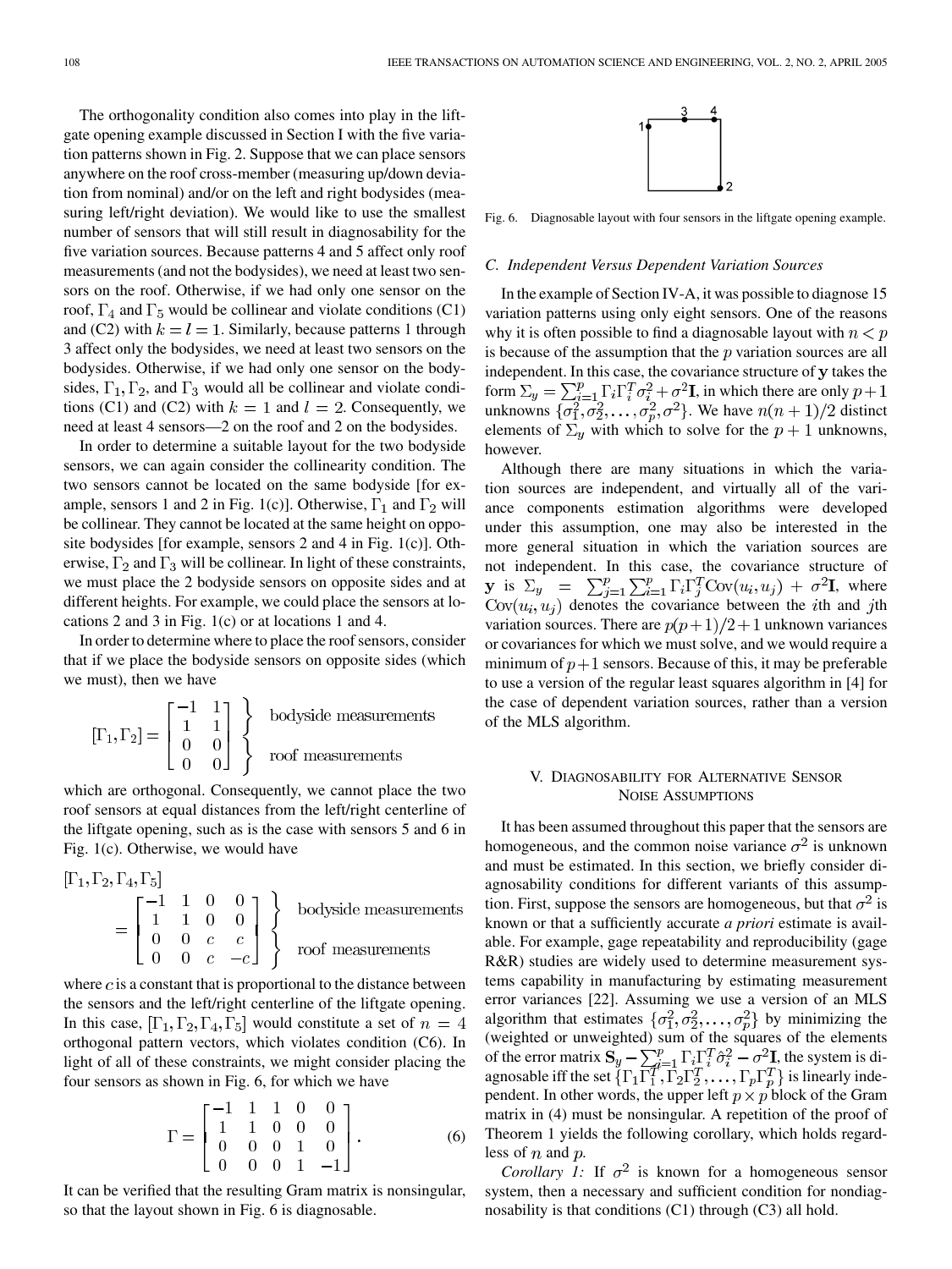The orthogonality condition also comes into play in the liftgate opening example discussed in Section I with the five variation patterns shown in Fig. 2. Suppose that we can place sensors anywhere on the roof cross-member (measuring up/down deviation from nominal) and/or on the left and right bodysides (measuring left/right deviation). We would like to use the smallest number of sensors that will still result in diagnosability for the five variation sources. Because patterns 4 and 5 affect only roof measurements (and not the bodysides), we need at least two sensors on the roof. Otherwise, if we had only one sensor on the roof, $\Gamma_4$ and $\Gamma_5$ would be collinear and violate conditions (C1) and (C2) with $k = l = 1$. Similarly, because patterns 1 through 3 affect only the bodysides, we need at least two sensors on the bodysides. Otherwise, if we had only one sensor on the bodysides, $\Gamma_1$, $\Gamma_2$, and $\Gamma_3$ would all be collinear and violate conditions (C1) and (C2) with $k = 1$ and $l = 2$. Consequently, we need at least 4 sensors—2 on the roof and 2 on the bodysides.

In order to determine a suitable layout for the two bodyside sensors, we can again consider the collinearity condition. The two sensors cannot be located on the same bodyside [for example, sensors 1 and 2 in Fig. 1(c)]. Otherwise, $\Gamma_1$ and $\Gamma_2$ will be collinear. They cannot be located at the same height on opposite bodysides [for example, sensors 2 and 4 in Fig. 1(c)]. Otherwise, $\Gamma_2$ and $\Gamma_3$ will be collinear. In light of these constraints, we must place the 2 bodyside sensors on opposite sides and at different heights. For example, we could place the sensors at locations 2 and 3 in Fig. 1(c) or at locations 1 and 4.

In order to determine where to place the roof sensors, consider that if we place the bodyside sensors on opposite sides (which we must), then we have

$$[\Gamma_1, \Gamma_2] = \begin{bmatrix} -1 & 1 \\ 1 & 1 \\ 0 & 0 \\ 0 & 0 \end{bmatrix} \begin{matrix} \left.\vphantom{\begin{matrix} 1 \\ 1 \end{matrix}}\right\} \text{bodyside measurements} \\ \left.\vphantom{\begin{matrix} 1 \\ 1 \end{matrix}}\right\} \text{roof measurements} \end{matrix}$$

which are orthogonal. Consequently, we cannot place the two roof sensors at equal distances from the left/right centerline of the liftgate opening, such as is the case with sensors 5 and 6 in Fig. 1(c). Otherwise, we would have

$$[\Gamma_1, \Gamma_2, \Gamma_4, \Gamma_5] = \begin{bmatrix} -1 & 1 & 0 & 0 \\ 1 & 1 & 0 & 0 \\ 0 & 0 & c & c \\ 0 & 0 & c & -c \end{bmatrix} \begin{matrix} \left.\vphantom{\begin{matrix} 1 \\ 1 \end{matrix}}\right\} \text{bodyside measurements} \\ \left.\vphantom{\begin{matrix} 1 \\ 1 \end{matrix}}\right\} \text{roof measurements} \end{matrix}$$

where $c$ is a constant that is proportional to the distance between the sensors and the left/right centerline of the liftgate opening. In this case, $[\Gamma_1, \Gamma_2, \Gamma_4, \Gamma_5]$ would constitute a set of $n = 4$ orthogonal pattern vectors, which violates condition (C6). In light of all of these constraints, we might consider placing the four sensors as shown in Fig. 6, for which we have

$$\Gamma = \begin{bmatrix} -1 & 1 & 1 & 0 & 0 \\ 1 & 1 & 0 & 0 & 0 \\ 0 & 0 & 0 & 1 & 0 \\ 0 & 0 & 0 & 1 & -1 \end{bmatrix}. \tag{6}$$

It can be verified that the resulting Gram matrix is nonsingular, so that the layout shown in Fig. 6 is diagnosable.

Fig. 6. Diagnosable layout with four sensors in the liftgate opening example.

### C. Independent Versus Dependent Variation Sources

In the example of Section IV-A, it was possible to diagnose 15 variation patterns using only eight sensors. One of the reasons why it is often possible to find a diagnosable layout with $n < p$ is because of the assumption that the $p$ variation sources are all independent. In this case, the covariance structure of $\mathbf{y}$ takes the form $\Sigma_y = \sum_{i=1}^{p} \Gamma_i \Gamma_i^T \sigma_i^2 + \sigma^2 \mathbf{I}$, in which there are only $p+1$ unknowns $\{\sigma_1^2, \sigma_2^2, \ldots, \sigma_p^2, \sigma^2\}$. We have $n(n+1)/2$ distinct elements of $\Sigma_y$ with which to solve for the $p+1$ unknowns, however.

Although there are many situations in which the variation sources are independent, and virtually all of the variance components estimation algorithms were developed under this assumption, one may also be interested in the more general situation in which the variation sources are not independent. In this case, the covariance structure of $\mathbf{y}$ is $\Sigma_y = \sum_{j=1}^{p} \sum_{i=1}^{p} \Gamma_i \Gamma_j^T \mathrm{Cov}(u_i, u_j) + \sigma^2 \mathbf{I}$, where $\mathrm{Cov}(u_i, u_j)$ denotes the covariance between the $i$th and $j$th variation sources. There are $p(p+1)/2+1$ unknown variances or covariances for which we must solve, and we would require a minimum of $p+1$ sensors. Because of this, it may be preferable to use a version of the regular least squares algorithm in [4] for the case of dependent variation sources, rather than a version of the MLS algorithm.

## V. Diagnosability for Alternative Sensor Noise Assumptions

It has been assumed throughout this paper that the sensors are homogeneous, and the common noise variance $\sigma^2$ is unknown and must be estimated. In this section, we briefly consider diagnosability conditions for different variants of this assumption. First, suppose the sensors are homogeneous, but that $\sigma^2$ is known or that a sufficiently accurate *a priori* estimate is available. For example, gage repeatability and reproducibility (gage R&R) studies are widely used to determine measurement systems capability in manufacturing by estimating measurement error variances [22]. Assuming we use a version of an MLS algorithm that estimates $\{\sigma_1^2, \sigma_2^2, \ldots, \sigma_p^2\}$ by minimizing the (weighted or unweighted) sum of the squares of the elements of the error matrix $\mathbf{S}_y - \sum_{i=1}^{p} \Gamma_i \Gamma_i^T \hat{\sigma}_i^2 - \sigma^2 \mathbf{I}$, the system is diagnosable iff the set $\{\Gamma_1 \Gamma_1^T, \Gamma_2 \Gamma_2^T, \ldots, \Gamma_p \Gamma_p^T\}$ is linearly independent. In other words, the upper left $p \times p$ block of the Gram matrix in (4) must be nonsingular. A repetition of the proof of Theorem 1 yields the following corollary, which holds regardless of $n$ and $p$.

*Corollary 1:* If $\sigma^2$ is known for a homogeneous sensor system, then a necessary and sufficient condition for nondiagnosability is that conditions (C1) through (C3) all hold.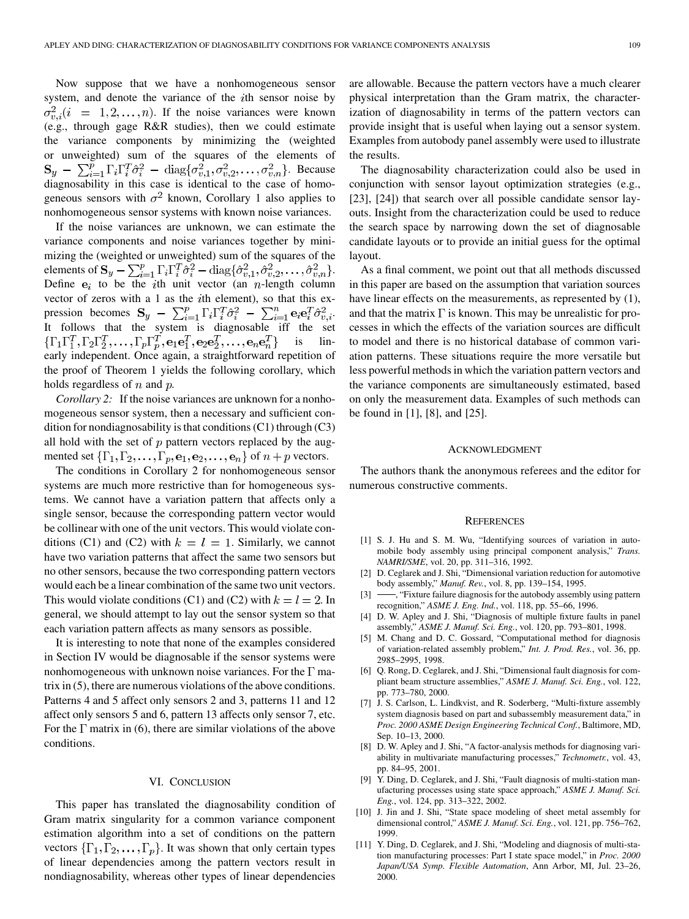Now suppose that we have a nonhomogeneous sensor system, and denote the variance of the $i$th sensor noise by $\sigma_{v,i}^2 (i = 1, 2, \ldots, n)$. If the noise variances were known (e.g., through gage R&R studies), then we could estimate the variance components by minimizing the (weighted or unweighted) sum of the squares of the elements of $\mathbf{S}_y - \sum_{i=1}^{p} \Gamma_i \Gamma_i^T \hat{\sigma}_i^2 - \operatorname{diag}\{\sigma_{v,1}^2, \sigma_{v,2}^2, \ldots, \sigma_{v,n}^2\}$. Because diagnosability in this case is identical to the case of homogeneous sensors with $\sigma^2$ known, Corollary 1 also applies to nonhomogeneous sensor systems with known noise variances.

If the noise variances are unknown, we can estimate the variance components and noise variances together by minimizing the (weighted or unweighted) sum of the squares of the elements of $\mathbf{S}_y - \sum_{i=1}^{p} \Gamma_i \Gamma_i^T \hat{\sigma}_i^2 - \operatorname{diag}\{\hat{\sigma}_{v,1}^2, \hat{\sigma}_{v,2}^2, \ldots, \hat{\sigma}_{v,n}^2\}$. Define $\mathbf{e}_i$ to be the $i$th unit vector (an $n$-length column vector of zeros with a 1 as the $i$th element), so that this expression becomes $\mathbf{S}_y - \sum_{i=1}^{p} \Gamma_i \Gamma_i^T \hat{\sigma}_i^2 - \sum_{i=1}^{n} \mathbf{e}_i \mathbf{e}_i^T \hat{\sigma}_{v,i}^2$. It follows that the system is diagnosable iff the set $\{\Gamma_1 \Gamma_1^T, \Gamma_2 \Gamma_2^T, \ldots, \Gamma_p \Gamma_p^T, \mathbf{e}_1 \mathbf{e}_1^T, \mathbf{e}_2 \mathbf{e}_2^T, \ldots, \mathbf{e}_n \mathbf{e}_n^T\}$ is linearly independent. Once again, a straightforward repetition of the proof of Theorem 1 yields the following corollary, which holds regardless of $n$ and $p$.

*Corollary 2:* If the noise variances are unknown for a nonhomogeneous sensor system, then a necessary and sufficient condition for nondiagnosability is that conditions (C1) through (C3) all hold with the set of $p$ pattern vectors replaced by the augmented set $\{\Gamma_1, \Gamma_2, \ldots, \Gamma_p, \mathbf{e}_1, \mathbf{e}_2, \ldots, \mathbf{e}_n\}$ of $n + p$ vectors.

The conditions in Corollary 2 for nonhomogeneous sensor systems are much more restrictive than for homogeneous systems. We cannot have a variation pattern that affects only a single sensor, because the corresponding pattern vector would be collinear with one of the unit vectors. This would violate conditions (C1) and (C2) with $k = l = 1$. Similarly, we cannot have two variation patterns that affect the same two sensors but no other sensors, because the two corresponding pattern vectors would each be a linear combination of the same two unit vectors. This would violate conditions (C1) and (C2) with $k = l = 2$. In general, we should attempt to lay out the sensor system so that each variation pattern affects as many sensors as possible.

It is interesting to note that none of the examples considered in Section IV would be diagnosable if the sensor systems were nonhomogeneous with unknown noise variances. For the $\Gamma$ matrix in (5), there are numerous violations of the above conditions. Patterns 4 and 5 affect only sensors 2 and 3, patterns 11 and 12 affect only sensors 5 and 6, pattern 13 affects only sensor 7, etc. For the $\Gamma$ matrix in (6), there are similar violations of the above conditions.

## VI. Conclusion

This paper has translated the diagnosability condition of Gram matrix singularity for a common variance component estimation algorithm into a set of conditions on the pattern vectors $\{\Gamma_1, \Gamma_2, \ldots, \Gamma_p\}$. It was shown that only certain types of linear dependencies among the pattern vectors result in nondiagnosability, whereas other types of linear dependencies are allowable. Because the pattern vectors have a much clearer physical interpretation than the Gram matrix, the characterization of diagnosability in terms of the pattern vectors can provide insight that is useful when laying out a sensor system. Examples from autobody panel assembly were used to illustrate the results.

The diagnosability characterization could also be used in conjunction with sensor layout optimization strategies (e.g., [23], [24]) that search over all possible candidate sensor layouts. Insight from the characterization could be used to reduce the search space by narrowing down the set of diagnosable candidate layouts or to provide an initial guess for the optimal layout.

As a final comment, we point out that all methods discussed in this paper are based on the assumption that variation sources have linear effects on the measurements, as represented by (1), and that the matrix $\Gamma$ is known. This may be unrealistic for processes in which the effects of the variation sources are difficult to model and there is no historical database of common variation patterns. These situations require the more versatile but less powerful methods in which the variation pattern vectors and the variance components are simultaneously estimated, based on only the measurement data. Examples of such methods can be found in [1], [8], and [25].

## Acknowledgment

The authors thank the anonymous referees and the editor for numerous constructive comments.

## References

[1] S. J. Hu and S. M. Wu, "Identifying sources of variation in automobile body assembly using principal component analysis," *Trans. NAMRI/SME*, vol. 20, pp. 311–316, 1992.

[2] D. Ceglarek and J. Shi, "Dimensional variation reduction for automotive body assembly," *Manuf. Rev.*, vol. 8, pp. 139–154, 1995.

[3] ——, "Fixture failure diagnosis for the autobody assembly using pattern recognition," *ASME J. Eng. Ind.*, vol. 118, pp. 55–66, 1996.

[4] D. W. Apley and J. Shi, "Diagnosis of multiple fixture faults in panel assembly," *ASME J. Manuf. Sci. Eng.*, vol. 120, pp. 793–801, 1998.

[5] M. Chang and D. C. Gossard, "Computational method for diagnosis of variation-related assembly problem," *Int. J. Prod. Res.*, vol. 36, pp. 2985–2995, 1998.

[6] Q. Rong, D. Ceglarek, and J. Shi, "Dimensional fault diagnosis for compliant beam structure assemblies," *ASME J. Manuf. Sci. Eng.*, vol. 122, pp. 773–780, 2000.

[7] J. S. Carlson, L. Lindkvist, and R. Soderberg, "Multi-fixture assembly system diagnosis based on part and subassembly measurement data," in *Proc. 2000 ASME Design Engineering Technical Conf.*, Baltimore, MD, Sep. 10–13, 2000.

[8] D. W. Apley and J. Shi, "A factor-analysis methods for diagnosing variability in multivariate manufacturing processes," *Technometr.*, vol. 43, pp. 84–95, 2001.

[9] Y. Ding, D. Ceglarek, and J. Shi, "Fault diagnosis of multi-station manufacturing processes using state space approach," *ASME J. Manuf. Sci. Eng.*, vol. 124, pp. 313–322, 2002.

[10] J. Jin and J. Shi, "State space modeling of sheet metal assembly for dimensional control," *ASME J. Manuf. Sci. Eng.*, vol. 121, pp. 756–762, 1999.

[11] Y. Ding, D. Ceglarek, and J. Shi, "Modeling and diagnosis of multi-station manufacturing processes: Part I state space model," in *Proc. 2000 Japan/USA Symp. Flexible Automation*, Ann Arbor, MI, Jul. 23–26, 2000.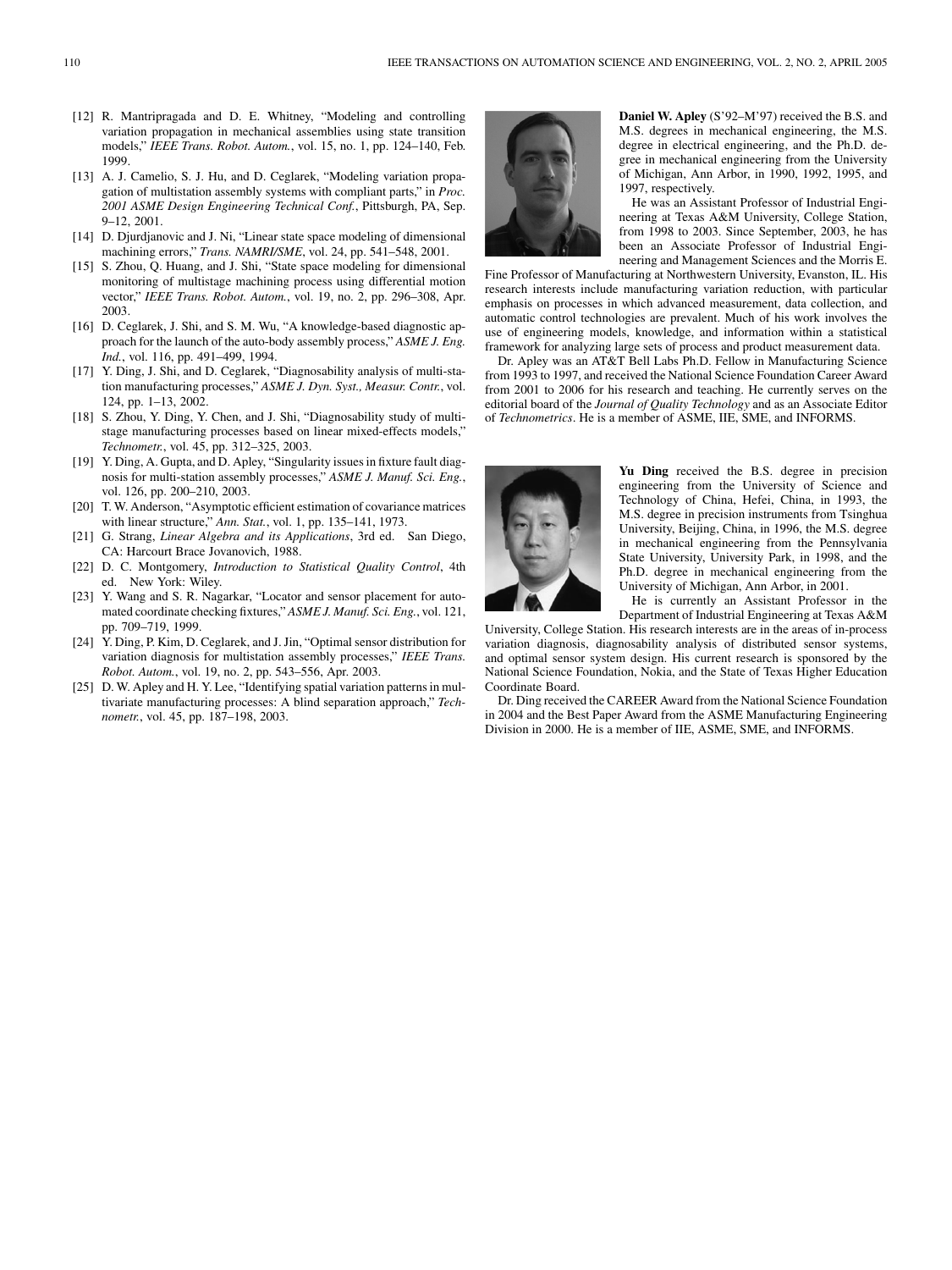[12] R. Mantripragada and D. E. Whitney, "Modeling and controlling variation propagation in mechanical assemblies using state transition models," *IEEE Trans. Robot. Autom.*, vol. 15, no. 1, pp. 124–140, Feb. 1999.

[13] A. J. Camelio, S. J. Hu, and D. Ceglarek, "Modeling variation propagation of multistation assembly systems with compliant parts," in *Proc. 2001 ASME Design Engineering Technical Conf.*, Pittsburgh, PA, Sep. 9–12, 2001.

[14] D. Djurdjanovic and J. Ni, "Linear state space modeling of dimensional machining errors," *Trans. NAMRI/SME*, vol. 24, pp. 541–548, 2001.

[15] S. Zhou, Q. Huang, and J. Shi, "State space modeling for dimensional monitoring of multistage machining process using differential motion vector," *IEEE Trans. Robot. Autom.*, vol. 19, no. 2, pp. 296–308, Apr. 2003.

[16] D. Ceglarek, J. Shi, and S. M. Wu, "A knowledge-based diagnostic approach for the launch of the auto-body assembly process," *ASME J. Eng. Ind.*, vol. 116, pp. 491–499, 1994.

[17] Y. Ding, J. Shi, and D. Ceglarek, "Diagnosability analysis of multi-station manufacturing processes," *ASME J. Dyn. Syst., Measur. Contr.*, vol. 124, pp. 1–13, 2002.

[18] S. Zhou, Y. Ding, Y. Chen, and J. Shi, "Diagnosability study of multistage manufacturing processes based on linear mixed-effects models," *Technometr.*, vol. 45, pp. 312–325, 2003.

[19] Y. Ding, A. Gupta, and D. Apley, "Singularity issues in fixture fault diagnosis for multi-station assembly processes," *ASME J. Manuf. Sci. Eng.*, vol. 126, pp. 200–210, 2003.

[20] T. W. Anderson, "Asymptotic efficient estimation of covariance matrices with linear structure," *Ann. Stat.*, vol. 1, pp. 135–141, 1973.

[21] G. Strang, *Linear Algebra and its Applications*, 3rd ed. San Diego, CA: Harcourt Brace Jovanovich, 1988.

[22] D. C. Montgomery, *Introduction to Statistical Quality Control*, 4th ed. New York: Wiley.

[23] Y. Wang and S. R. Nagarkar, "Locator and sensor placement for automated coordinate checking fixtures," *ASME J. Manuf. Sci. Eng.*, vol. 121, pp. 709–719, 1999.

[24] Y. Ding, P. Kim, D. Ceglarek, and J. Jin, "Optimal sensor distribution for variation diagnosis for multistation assembly processes," *IEEE Trans. Robot. Autom.*, vol. 19, no. 2, pp. 543–556, Apr. 2003.

[25] D. W. Apley and H. Y. Lee, "Identifying spatial variation patterns in multivariate manufacturing processes: A blind separation approach," *Technometr.*, vol. 45, pp. 187–198, 2003.

**Daniel W. Apley** (S'92–M'97) received the B.S. and M.S. degrees in mechanical engineering, the M.S. degree in electrical engineering, and the Ph.D. degree in mechanical engineering from the University of Michigan, Ann Arbor, in 1990, 1992, 1995, and 1997, respectively.

He was an Assistant Professor of Industrial Engineering at Texas A&M University, College Station, from 1998 to 2003. Since September, 2003, he has been an Associate Professor of Industrial Engineering and Management Sciences and the Morris E. Fine Professor of Manufacturing at Northwestern University, Evanston, IL. His research interests include manufacturing variation reduction, with particular emphasis on processes in which advanced measurement, data collection, and automatic control technologies are prevalent. Much of his work involves the use of engineering models, knowledge, and information within a statistical framework for analyzing large sets of process and product measurement data.

Dr. Apley was an AT&T Bell Labs Ph.D. Fellow in Manufacturing Science from 1993 to 1997, and received the National Science Foundation Career Award from 2001 to 2006 for his research and teaching. He currently serves on the editorial board of the *Journal of Quality Technology* and as an Associate Editor of *Technometrics*. He is a member of ASME, IIE, SME, and INFORMS.

**Yu Ding** received the B.S. degree in precision engineering from the University of Science and Technology of China, Hefei, China, in 1993, the M.S. degree in precision instruments from Tsinghua University, Beijing, China, in 1996, the M.S. degree in mechanical engineering from the Pennsylvania State University, University Park, in 1998, and the Ph.D. degree in mechanical engineering from the University of Michigan, Ann Arbor, in 2001.

He is currently an Assistant Professor in the Department of Industrial Engineering at Texas A&M University, College Station. His research interests are in the areas of in-process variation diagnosis, diagnosability analysis of distributed sensor systems, and optimal sensor system design. His current research is sponsored by the National Science Foundation, Nokia, and the State of Texas Higher Education Coordinate Board.

Dr. Ding received the CAREER Award from the National Science Foundation in 2004 and the Best Paper Award from the ASME Manufacturing Engineering Division in 2000. He is a member of IIE, ASME, SME, and INFORMS.